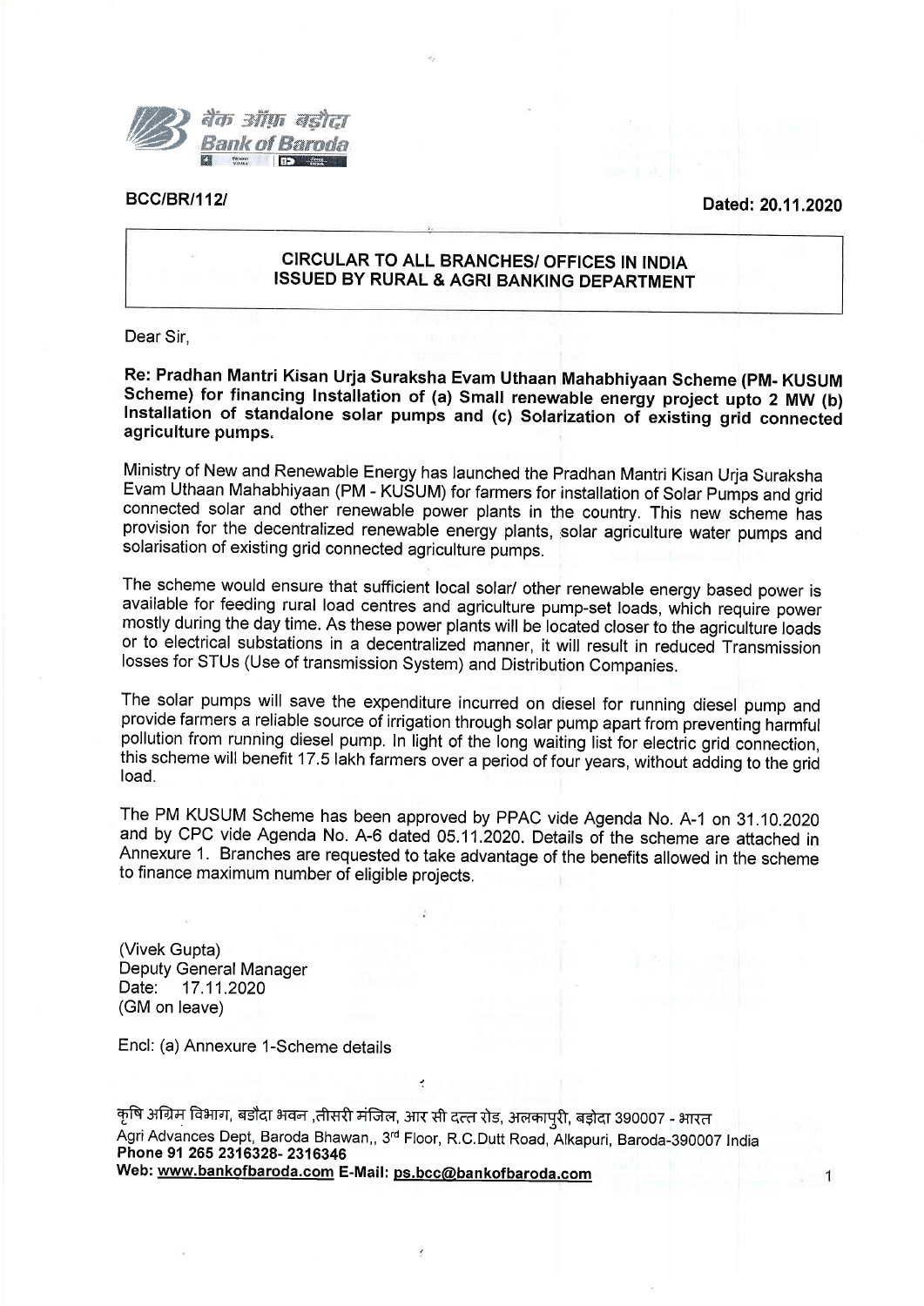बैंक ऑफ़ बड़ौदा
Bank of Baroda

BCC/BR/112/ Dated: 20.11.2020

**CIRCULAR TO ALL BRANCHES/ OFFICES IN INDIA**
**ISSUED BY RURAL & AGRI BANKING DEPARTMENT**

Dear Sir,

**Re: Pradhan Mantri Kisan Urja Suraksha Evam Uthaan Mahabhiyaan Scheme (PM- KUSUM Scheme) for financing Installation of (a) Small renewable energy project upto 2 MW (b) Installation of standalone solar pumps and (c) Solarization of existing grid connected agriculture pumps.**

Ministry of New and Renewable Energy has launched the Pradhan Mantri Kisan Urja Suraksha Evam Uthaan Mahabhiyaan (PM - KUSUM) for farmers for installation of Solar Pumps and grid connected solar and other renewable power plants in the country. This new scheme has provision for the decentralized renewable energy plants, solar agriculture water pumps and solarisation of existing grid connected agriculture pumps.

The scheme would ensure that sufficient local solar/ other renewable energy based power is available for feeding rural load centres and agriculture pump-set loads, which require power mostly during the day time. As these power plants will be located closer to the agriculture loads or to electrical substations in a decentralized manner, it will result in reduced Transmission losses for STUs (Use of transmission System) and Distribution Companies.

The solar pumps will save the expenditure incurred on diesel for running diesel pump and provide farmers a reliable source of irrigation through solar pump apart from preventing harmful pollution from running diesel pump. In light of the long waiting list for electric grid connection, this scheme will benefit 17.5 lakh farmers over a period of four years, without adding to the grid load.

The PM KUSUM Scheme has been approved by PPAC vide Agenda No. A-1 on 31.10.2020 and by CPC vide Agenda No. A-6 dated 05.11.2020. Details of the scheme are attached in Annexure 1. Branches are requested to take advantage of the benefits allowed in the scheme to finance maximum number of eligible projects.

(Vivek Gupta)
Deputy General Manager
Date: 17.11.2020
(GM on leave)

Encl: (a) Annexure 1-Scheme details

कृषि अग्रिम विभाग, बडौदा भवन ,तीसरी मंजिल, आर सी दत्त रोड, अलकापुरी, बड़ोदा 390007 - भारत
Agri Advances Dept, Baroda Bhawan,, 3rd Floor, R.C.Dutt Road, Alkapuri, Baroda-390007 India
**Phone 91 265 2316328- 2316346**
**Web: www.bankofbaroda.com E-Mail: ps.bcc@bankofbaroda.com**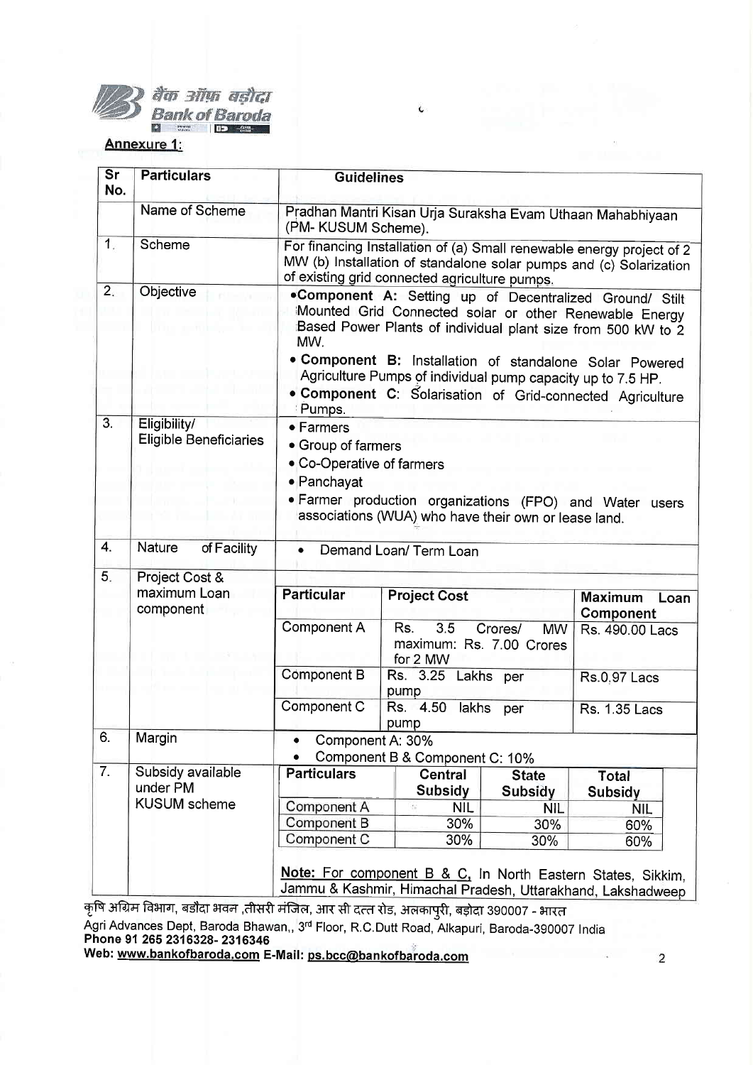**Annexure 1:**

| Sr No. | Particulars | Guidelines |
|---|---|---|
| | Name of Scheme | Pradhan Mantri Kisan Urja Suraksha Evam Uthaan Mahabhiyaan (PM- KUSUM Scheme). |
| 1. | Scheme | For financing Installation of (a) Small renewable energy project of 2 MW (b) Installation of standalone solar pumps and (c) Solarization of existing grid connected agriculture pumps. |
| 2. | Objective | • **Component A:** Setting up of Decentralized Ground/ Stilt Mounted Grid Connected solar or other Renewable Energy Based Power Plants of individual plant size from 500 kW to 2 MW.<br>• **Component B:** Installation of standalone Solar Powered Agriculture Pumps of individual pump capacity up to 7.5 HP.<br>• **Component C:** Solarisation of Grid-connected Agriculture Pumps. |
| 3. | Eligibility/ Eligible Beneficiaries | • Farmers<br>• Group of farmers<br>• Co-Operative of farmers<br>• Panchayat<br>• Farmer production organizations (FPO) and Water users associations (WUA) who have their own or lease land. |
| 4. | Nature of Facility | • Demand Loan/ Term Loan |
| 5. | Project Cost & maximum Loan component | **Particular** / **Project Cost** / **Maximum Loan Component**<br>Component A / Rs. 3.5 Crores/ MW maximum: Rs. 7.00 Crores for 2 MW / Rs. 490.00 Lacs<br>Component B / Rs. 3.25 Lakhs per pump / Rs.0.97 Lacs<br>Component C / Rs. 4.50 lakhs per pump / Rs. 1.35 Lacs |
| 6. | Margin | • Component A: 30%<br>• Component B & Component C: 10% |
| 7. | Subsidy available under PM KUSUM scheme | **Particulars** / **Central Subsidy** / **State Subsidy** / **Total Subsidy**<br>Component A / NIL / NIL / NIL<br>Component B / 30% / 30% / 60%<br>Component C / 30% / 30% / 60%<br><br>**Note:** For component B & C, In North Eastern States, Sikkim, Jammu & Kashmir, Himachal Pradesh, Uttarakhand, Lakshadweep |

कृषि अग्रिम विभाग, बडौदा भवन ,तीसरी मंजिल, आर सी दत्त रोड, अलकापुरी, बड़ोदा 390007 - भारत

Agri Advances Dept, Baroda Bhawan,, 3rd Floor, R.C.Dutt Road, Alkapuri, Baroda-390007 India

Phone 91 265 2316328- 2316346

Web: www.bankofbaroda.com E-Mail: ps.bcc@bankofbaroda.com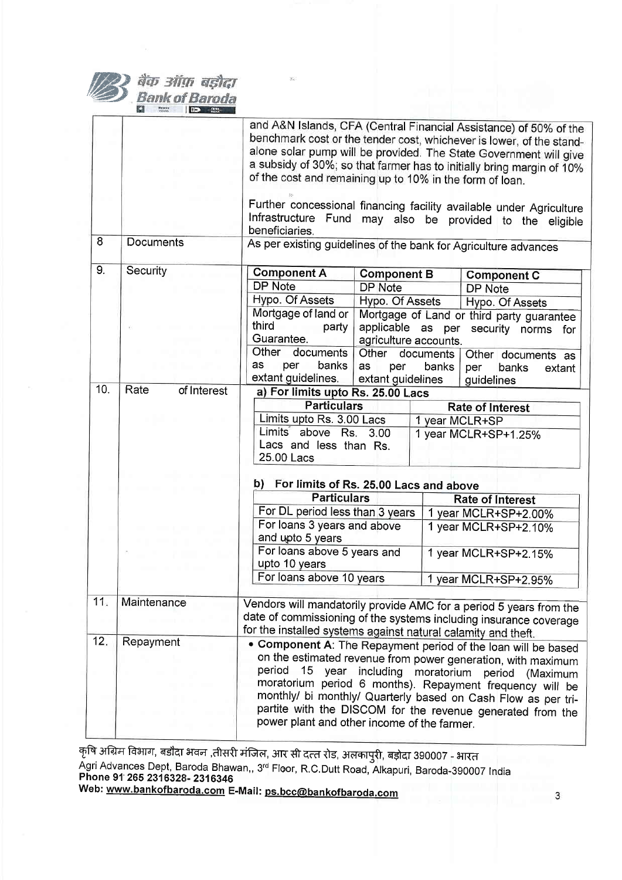| | | |
|---|---|---|
| | | and A&N Islands, CFA (Central Financial Assistance) of 50% of the benchmark cost or the tender cost, whichever is lower, of the stand-alone solar pump will be provided. The State Government will give a subsidy of 30%; so that farmer has to initially bring margin of 10% of the cost and remaining up to 10% in the form of loan.<br><br>Further concessional financing facility available under Agriculture Infrastructure Fund may also be provided to the eligible beneficiaries. |
| 8 | Documents | As per existing guidelines of the bank for Agriculture advances |
| 9. | Security | See security table below |
| 10. | Rate of Interest | See rate of interest tables below |
| 11. | Maintenance | Vendors will mandatorily provide AMC for a period 5 years from the date of commissioning of the systems including insurance coverage for the installed systems against natural calamity and theft. |
| 12. | Repayment | • **Component A**: The Repayment period of the loan will be based on the estimated revenue from power generation, with maximum period 15 year including moratorium period (Maximum moratorium period 6 months). Repayment frequency will be monthly/ bi monthly/ Quarterly based on Cash Flow as per tri-partite with the DISCOM for the revenue generated from the power plant and other income of the farmer. |

**9. Security**

| Component A | Component B | Component C |
|---|---|---|
| DP Note | DP Note | DP Note |
| Hypo. Of Assets | Hypo. Of Assets | Hypo. Of Assets |
| Mortgage of land or third party Guarantee. | Mortgage of Land or third party guarantee applicable as per security norms for agriculture accounts. | |
| Other documents as per banks extant guidelines. | Other documents as per banks extant guidelines | Other documents as per banks extant guidelines |

**10. Rate of Interest**

**a) For limits upto Rs. 25.00 Lacs**

| Particulars | Rate of Interest |
|---|---|
| Limits upto Rs. 3.00 Lacs | 1 year MCLR+SP |
| Limits above Rs. 3.00 Lacs and less than Rs. 25.00 Lacs | 1 year MCLR+SP+1.25% |

**b) For limits of Rs. 25.00 Lacs and above**

| Particulars | Rate of Interest |
|---|---|
| For DL period less than 3 years | 1 year MCLR+SP+2.00% |
| For loans 3 years and above and upto 5 years | 1 year MCLR+SP+2.10% |
| For loans above 5 years and upto 10 years | 1 year MCLR+SP+2.15% |
| For loans above 10 years | 1 year MCLR+SP+2.95% |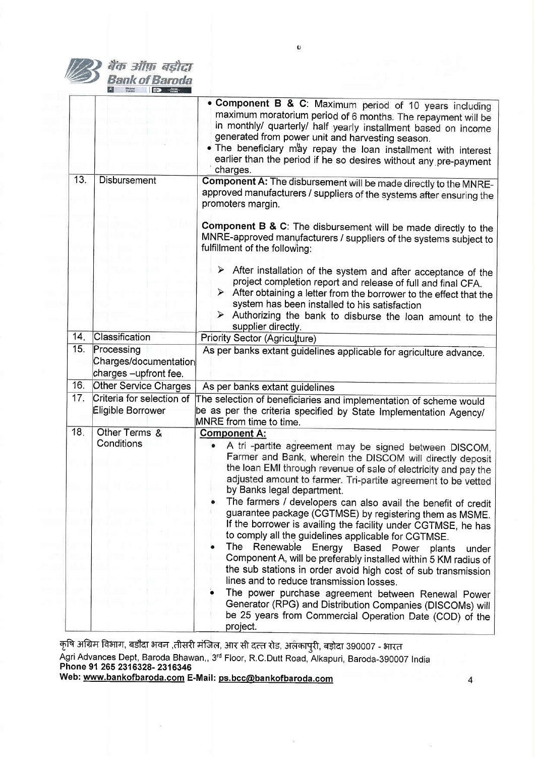| | | |
|---|---|---|
| | | • **Component B & C**: Maximum period of 10 years including maximum moratorium period of 6 months. The repayment will be in monthly/ quarterly/ half yearly installment based on income generated from power unit and harvesting season.<br>• The beneficiary may repay the loan installment with interest earlier than the period if he so desires without any pre-payment charges. |
| 13. | Disbursement | **Component A:** The disbursement will be made directly to the MNRE-approved manufacturers / suppliers of the systems after ensuring the promoters margin.<br><br>**Component B & C**: The disbursement will be made directly to the MNRE-approved manufacturers / suppliers of the systems subject to fulfillment of the following:<br><br>➤ After installation of the system and after acceptance of the project completion report and release of full and final CFA.<br>➤ After obtaining a letter from the borrower to the effect that the system has been installed to his satisfaction<br>➤ Authorizing the bank to disburse the loan amount to the supplier directly. |
| 14. | Classification | Priority Sector (Agriculture) |
| 15. | Processing Charges/documentation charges –upfront fee. | As per banks extant guidelines applicable for agriculture advance. |
| 16. | Other Service Charges | As per banks extant guidelines |
| 17. | Criteria for selection of Eligible Borrower | The selection of beneficiaries and implementation of scheme would be as per the criteria specified by State Implementation Agency/ MNRE from time to time. |
| 18. | Other Terms & Conditions | **Component A:**<br>• A tri -partite agreement may be signed between DISCOM, Farmer and Bank, wherein the DISCOM will directly deposit the loan EMI through revenue of sale of electricity and pay the adjusted amount to farmer. Tri-partite agreement to be vetted by Banks legal department.<br>• The farmers / developers can also avail the benefit of credit guarantee package (CGTMSE) by registering them as MSME. If the borrower is availing the facility under CGTMSE, he has to comply all the guidelines applicable for CGTMSE.<br>• The Renewable Energy Based Power plants under Component A, will be preferably installed within 5 KM radius of the sub stations in order avoid high cost of sub transmission lines and to reduce transmission losses.<br>• The power purchase agreement between Renewal Power Generator (RPG) and Distribution Companies (DISCOMs) will be 25 years from Commercial Operation Date (COD) of the project. |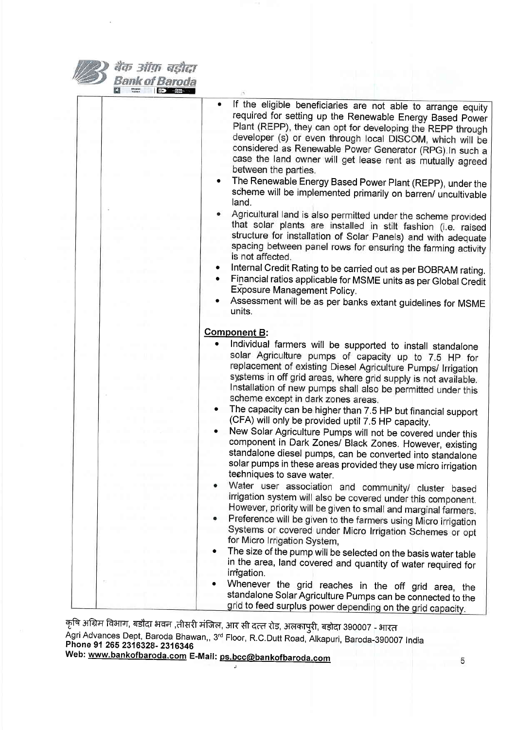| | | • If the eligible beneficiaries are not able to arrange equity required for setting up the Renewable Energy Based Power Plant (REPP), they can opt for developing the REPP through developer (s) or even through local DISCOM, which will be considered as Renewable Power Generator (RPG).In such a case the land owner will get lease rent as mutually agreed between the parties.<br>• The Renewable Energy Based Power Plant (REPP), under the scheme will be implemented primarily on barren/ uncultivable land.<br>• Agricultural land is also permitted under the scheme provided that solar plants are installed in stilt fashion (i.e. raised structure for installation of Solar Panels) and with adequate spacing between panel rows for ensuring the farming activity is not affected.<br>• Internal Credit Rating to be carried out as per BOBRAM rating.<br>• Financial ratios applicable for MSME units as per Global Credit Exposure Management Policy.<br>• Assessment will be as per banks extant guidelines for MSME units.<br><br>**Component B:**<br>• Individual farmers will be supported to install standalone solar Agriculture pumps of capacity up to 7.5 HP for replacement of existing Diesel Agriculture Pumps/ Irrigation systems in off grid areas, where grid supply is not available. Installation of new pumps shall also be permitted under this scheme except in dark zones areas.<br>• The capacity can be higher than 7.5 HP but financial support (CFA) will only be provided uptil 7.5 HP capacity.<br>• New Solar Agriculture Pumps will not be covered under this component in Dark Zones/ Black Zones. However, existing standalone diesel pumps, can be converted into standalone solar pumps in these areas provided they use micro irrigation techniques to save water.<br>• Water user association and community/ cluster based irrigation system will also be covered under this component. However, priority will be given to small and marginal farmers.<br>• Preference will be given to the farmers using Micro irrigation Systems or covered under Micro Irrigation Schemes or opt for Micro Irrigation System,<br>• The size of the pump will be selected on the basis water table in the area, land covered and quantity of water required for irrigation.<br>• Whenever the grid reaches in the off grid area, the standalone Solar Agriculture Pumps can be connected to the grid to feed surplus power depending on the grid capacity. |
|---|---|---|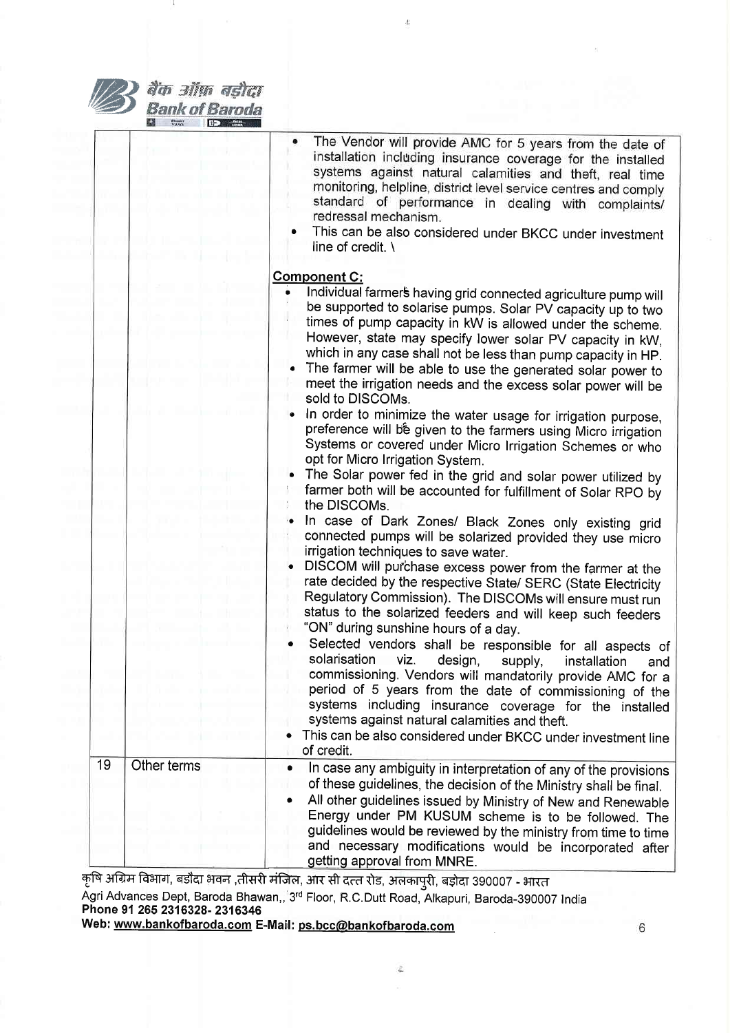| | | |
|---|---|---|
| | | • The Vendor will provide AMC for 5 years from the date of installation including insurance coverage for the installed systems against natural calamities and theft, real time monitoring, helpline, district level service centres and comply standard of performance in dealing with complaints/ redressal mechanism.<br>• This can be also considered under BKCC under investment line of credit. \ <br><br>**Component C:**<br>• Individual farmers having grid connected agriculture pump will be supported to solarise pumps. Solar PV capacity up to two times of pump capacity in kW is allowed under the scheme. However, state may specify lower solar PV capacity in kW, which in any case shall not be less than pump capacity in HP.<br>• The farmer will be able to use the generated solar power to meet the irrigation needs and the excess solar power will be sold to DISCOMs.<br>• In order to minimize the water usage for irrigation purpose, preference will be given to the farmers using Micro irrigation Systems or covered under Micro Irrigation Schemes or who opt for Micro Irrigation System.<br>• The Solar power fed in the grid and solar power utilized by farmer both will be accounted for fulfillment of Solar RPO by the DISCOMs.<br>• In case of Dark Zones/ Black Zones only existing grid connected pumps will be solarized provided they use micro irrigation techniques to save water.<br>• DISCOM will purchase excess power from the farmer at the rate decided by the respective State/ SERC (State Electricity Regulatory Commission). The DISCOMs will ensure must run status to the solarized feeders and will keep such feeders "ON" during sunshine hours of a day.<br>• Selected vendors shall be responsible for all aspects of solarisation viz. design, supply, installation and commissioning. Vendors will mandatorily provide AMC for a period of 5 years from the date of commissioning of the systems including insurance coverage for the installed systems against natural calamities and theft.<br>• This can be also considered under BKCC under investment line of credit. |
| 19 | Other terms | • In case any ambiguity in interpretation of any of the provisions of these guidelines, the decision of the Ministry shall be final.<br>• All other guidelines issued by Ministry of New and Renewable Energy under PM KUSUM scheme is to be followed. The guidelines would be reviewed by the ministry from time to time and necessary modifications would be incorporated after getting approval from MNRE. |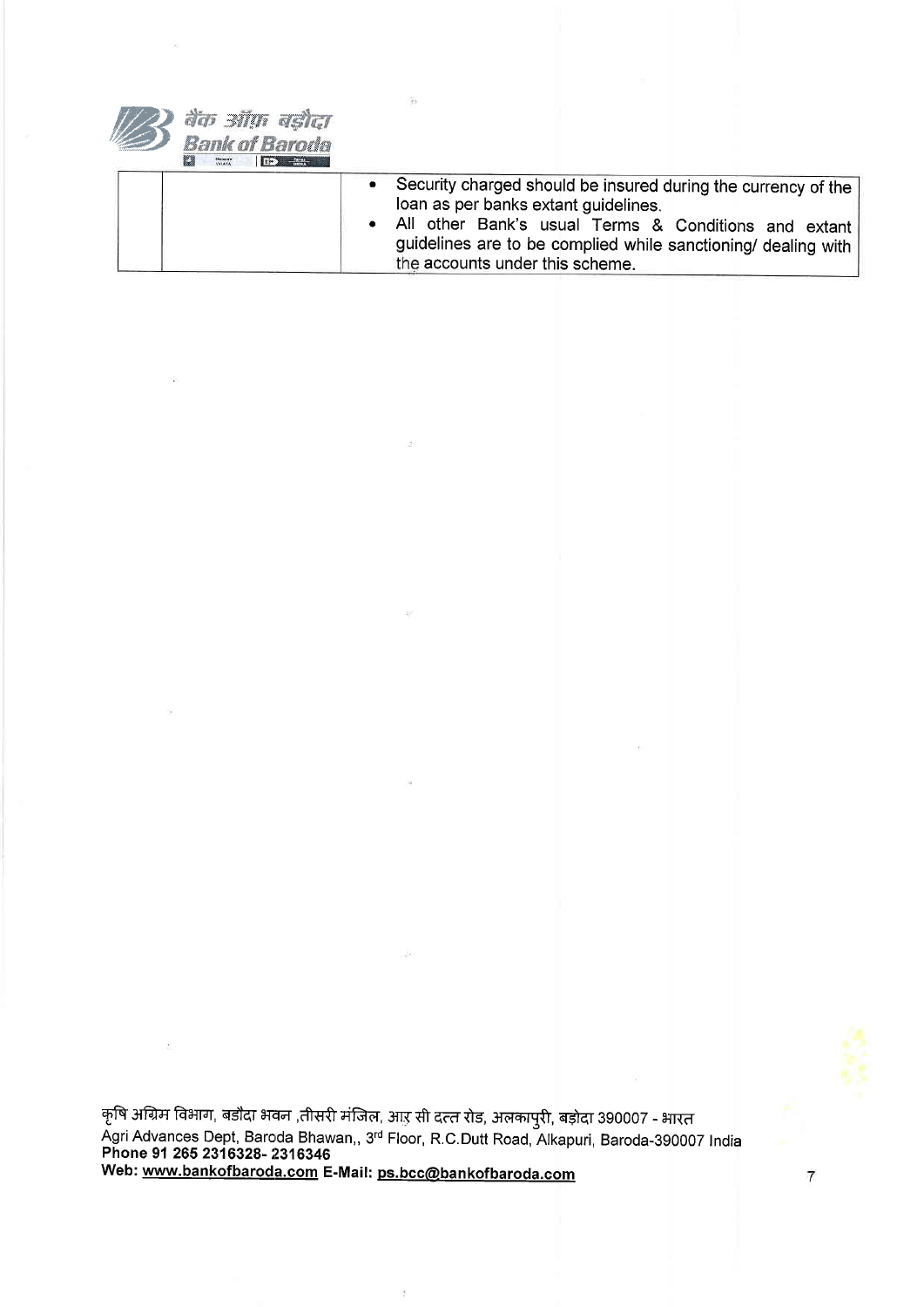| | | |
|---|---|---|
| | | • Security charged should be insured during the currency of the loan as per banks extant guidelines.<br>• All other Bank's usual Terms & Conditions and extant guidelines are to be complied while sanctioning/ dealing with the accounts under this scheme. |